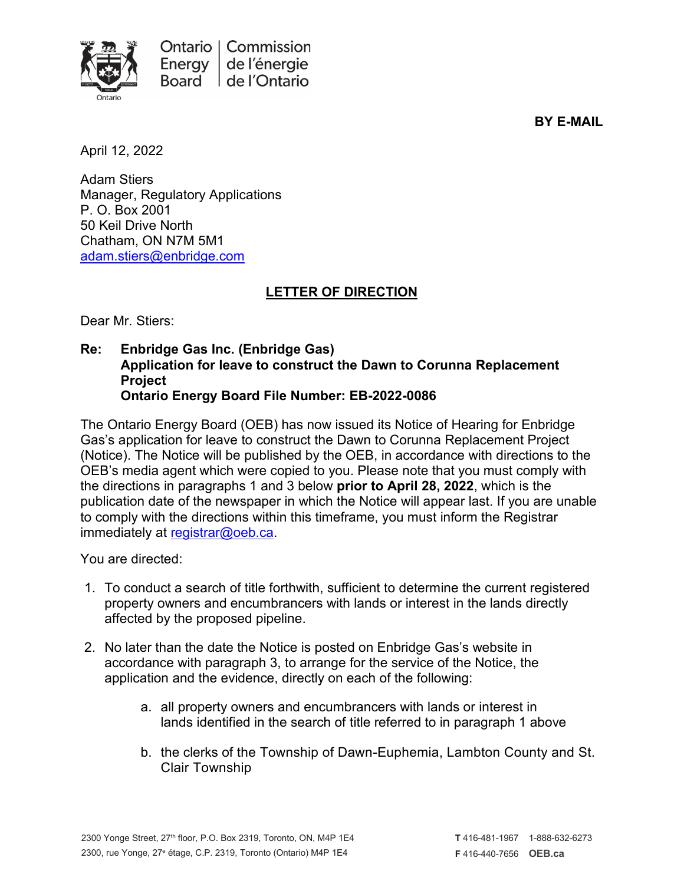Ontario Energy Board | Commission de l'énergie de l'Ontario

**BY E-MAIL**

April 12, 2022

Adam Stiers
Manager, Regulatory Applications
P. O. Box 2001
50 Keil Drive North
Chatham, ON N7M 5M1
adam.stiers@enbridge.com

## LETTER OF DIRECTION

Dear Mr. Stiers:

**Re: Enbridge Gas Inc. (Enbridge Gas)**
**Application for leave to construct the Dawn to Corunna Replacement Project**
**Ontario Energy Board File Number: EB-2022-0086**

The Ontario Energy Board (OEB) has now issued its Notice of Hearing for Enbridge Gas's application for leave to construct the Dawn to Corunna Replacement Project (Notice). The Notice will be published by the OEB, in accordance with directions to the OEB's media agent which were copied to you. Please note that you must comply with the directions in paragraphs 1 and 3 below **prior to April 28, 2022**, which is the publication date of the newspaper in which the Notice will appear last. If you are unable to comply with the directions within this timeframe, you must inform the Registrar immediately at registrar@oeb.ca.

You are directed:

1. To conduct a search of title forthwith, sufficient to determine the current registered property owners and encumbrancers with lands or interest in the lands directly affected by the proposed pipeline.

2. No later than the date the Notice is posted on Enbridge Gas's website in accordance with paragraph 3, to arrange for the service of the Notice, the application and the evidence, directly on each of the following:

    a. all property owners and encumbrancers with lands or interest in lands identified in the search of title referred to in paragraph 1 above

    b. the clerks of the Township of Dawn-Euphemia, Lambton County and St. Clair Township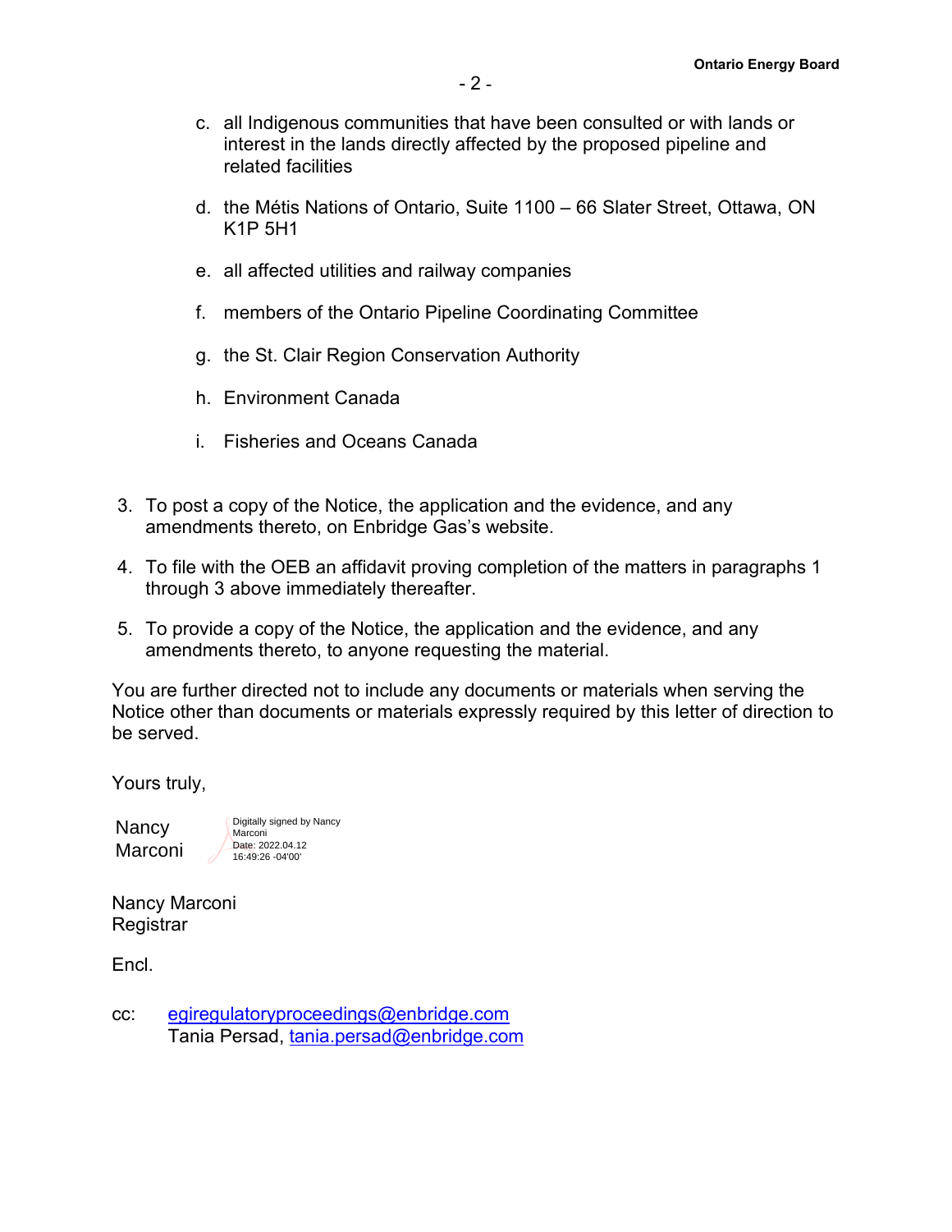c. all Indigenous communities that have been consulted or with lands or interest in the lands directly affected by the proposed pipeline and related facilities

d. the Métis Nations of Ontario, Suite 1100 – 66 Slater Street, Ottawa, ON K1P 5H1

e. all affected utilities and railway companies

f. members of the Ontario Pipeline Coordinating Committee

g. the St. Clair Region Conservation Authority

h. Environment Canada

i. Fisheries and Oceans Canada

3. To post a copy of the Notice, the application and the evidence, and any amendments thereto, on Enbridge Gas's website.

4. To file with the OEB an affidavit proving completion of the matters in paragraphs 1 through 3 above immediately thereafter.

5. To provide a copy of the Notice, the application and the evidence, and any amendments thereto, to anyone requesting the material.

You are further directed not to include any documents or materials when serving the Notice other than documents or materials expressly required by this letter of direction to be served.

Yours truly,

Nancy Marconi Digitally signed by Nancy Marconi Date: 2022.04.12 16:49:26 -04'00'

Nancy Marconi
Registrar

Encl.

cc: egiregulatoryproceedings@enbridge.com
Tania Persad, tania.persad@enbridge.com